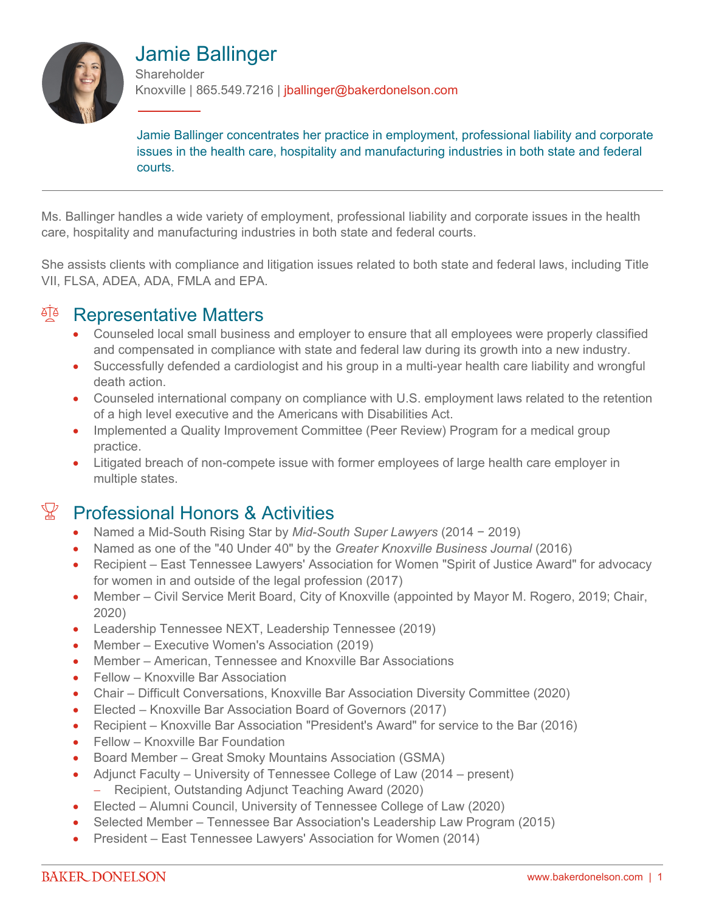# Jamie Ballinger

Shareholder

Knoxville | 865.549.7216 | jballinger@bakerdonelson.com

Jamie Ballinger concentrates her practice in employment, professional liability and corporate issues in the health care, hospitality and manufacturing industries in both state and federal courts.

---

Ms. Ballinger handles a wide variety of employment, professional liability and corporate issues in the health care, hospitality and manufacturing industries in both state and federal courts.

She assists clients with compliance and litigation issues related to both state and federal laws, including Title VII, FLSA, ADEA, ADA, FMLA and EPA.

## Representative Matters

- Counseled local small business and employer to ensure that all employees were properly classified and compensated in compliance with state and federal law during its growth into a new industry.
- Successfully defended a cardiologist and his group in a multi-year health care liability and wrongful death action.
- Counseled international company on compliance with U.S. employment laws related to the retention of a high level executive and the Americans with Disabilities Act.
- Implemented a Quality Improvement Committee (Peer Review) Program for a medical group practice.
- Litigated breach of non-compete issue with former employees of large health care employer in multiple states.

## Professional Honors & Activities

- Named a Mid-South Rising Star by *Mid-South Super Lawyers* (2014 – 2019)
- Named as one of the "40 Under 40" by the *Greater Knoxville Business Journal* (2016)
- Recipient – East Tennessee Lawyers' Association for Women "Spirit of Justice Award" for advocacy for women in and outside of the legal profession (2017)
- Member – Civil Service Merit Board, City of Knoxville (appointed by Mayor M. Rogero, 2019; Chair, 2020)
- Leadership Tennessee NEXT, Leadership Tennessee (2019)
- Member – Executive Women's Association (2019)
- Member – American, Tennessee and Knoxville Bar Associations
- Fellow – Knoxville Bar Association
- Chair – Difficult Conversations, Knoxville Bar Association Diversity Committee (2020)
- Elected – Knoxville Bar Association Board of Governors (2017)
- Recipient – Knoxville Bar Association "President's Award" for service to the Bar (2016)
- Fellow – Knoxville Bar Foundation
- Board Member – Great Smoky Mountains Association (GSMA)
- Adjunct Faculty – University of Tennessee College of Law (2014 – present)
  - Recipient, Outstanding Adjunct Teaching Award (2020)
- Elected – Alumni Council, University of Tennessee College of Law (2020)
- Selected Member – Tennessee Bar Association's Leadership Law Program (2015)
- President – East Tennessee Lawyers' Association for Women (2014)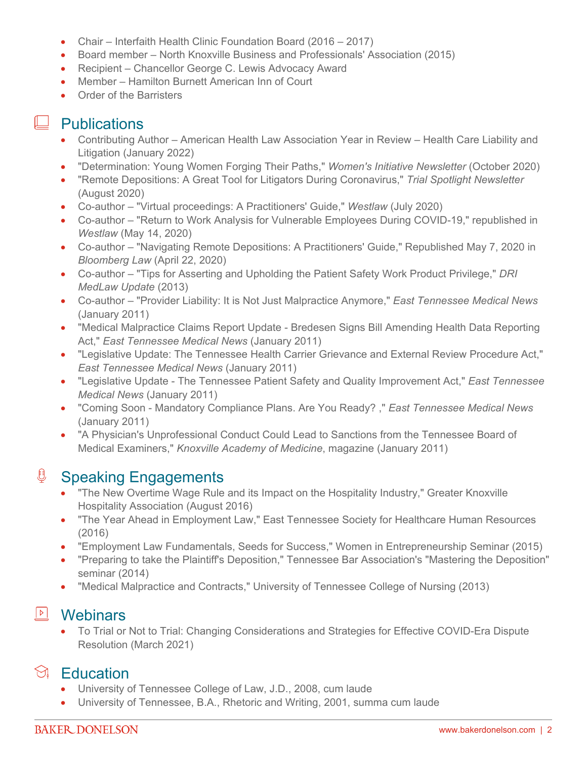- Chair – Interfaith Health Clinic Foundation Board (2016 – 2017)
- Board member – North Knoxville Business and Professionals' Association (2015)
- Recipient – Chancellor George C. Lewis Advocacy Award
- Member – Hamilton Burnett American Inn of Court
- Order of the Barristers

## Publications

- Contributing Author – American Health Law Association Year in Review – Health Care Liability and Litigation (January 2022)
- "Determination: Young Women Forging Their Paths," *Women's Initiative Newsletter* (October 2020)
- "Remote Depositions: A Great Tool for Litigators During Coronavirus," *Trial Spotlight Newsletter* (August 2020)
- Co-author – "Virtual proceedings: A Practitioners' Guide," *Westlaw* (July 2020)
- Co-author – "Return to Work Analysis for Vulnerable Employees During COVID-19," republished in *Westlaw* (May 14, 2020)
- Co-author – "Navigating Remote Depositions: A Practitioners' Guide," Republished May 7, 2020 in *Bloomberg Law* (April 22, 2020)
- Co-author – "Tips for Asserting and Upholding the Patient Safety Work Product Privilege," *DRI MedLaw Update* (2013)
- Co-author – "Provider Liability: It is Not Just Malpractice Anymore," *East Tennessee Medical News* (January 2011)
- "Medical Malpractice Claims Report Update - Bredesen Signs Bill Amending Health Data Reporting Act," *East Tennessee Medical News* (January 2011)
- "Legislative Update: The Tennessee Health Carrier Grievance and External Review Procedure Act," *East Tennessee Medical News* (January 2011)
- "Legislative Update - The Tennessee Patient Safety and Quality Improvement Act," *East Tennessee Medical News* (January 2011)
- "Coming Soon - Mandatory Compliance Plans. Are You Ready? ," *East Tennessee Medical News* (January 2011)
- "A Physician's Unprofessional Conduct Could Lead to Sanctions from the Tennessee Board of Medical Examiners," *Knoxville Academy of Medicine*, magazine (January 2011)

## Speaking Engagements

- "The New Overtime Wage Rule and its Impact on the Hospitality Industry," Greater Knoxville Hospitality Association (August 2016)
- "The Year Ahead in Employment Law," East Tennessee Society for Healthcare Human Resources (2016)
- "Employment Law Fundamentals, Seeds for Success," Women in Entrepreneurship Seminar (2015)
- "Preparing to take the Plaintiff's Deposition," Tennessee Bar Association's "Mastering the Deposition" seminar (2014)
- "Medical Malpractice and Contracts," University of Tennessee College of Nursing (2013)

## Webinars

- To Trial or Not to Trial: Changing Considerations and Strategies for Effective COVID-Era Dispute Resolution (March 2021)

## Education

- University of Tennessee College of Law, J.D., 2008, cum laude
- University of Tennessee, B.A., Rhetoric and Writing, 2001, summa cum laude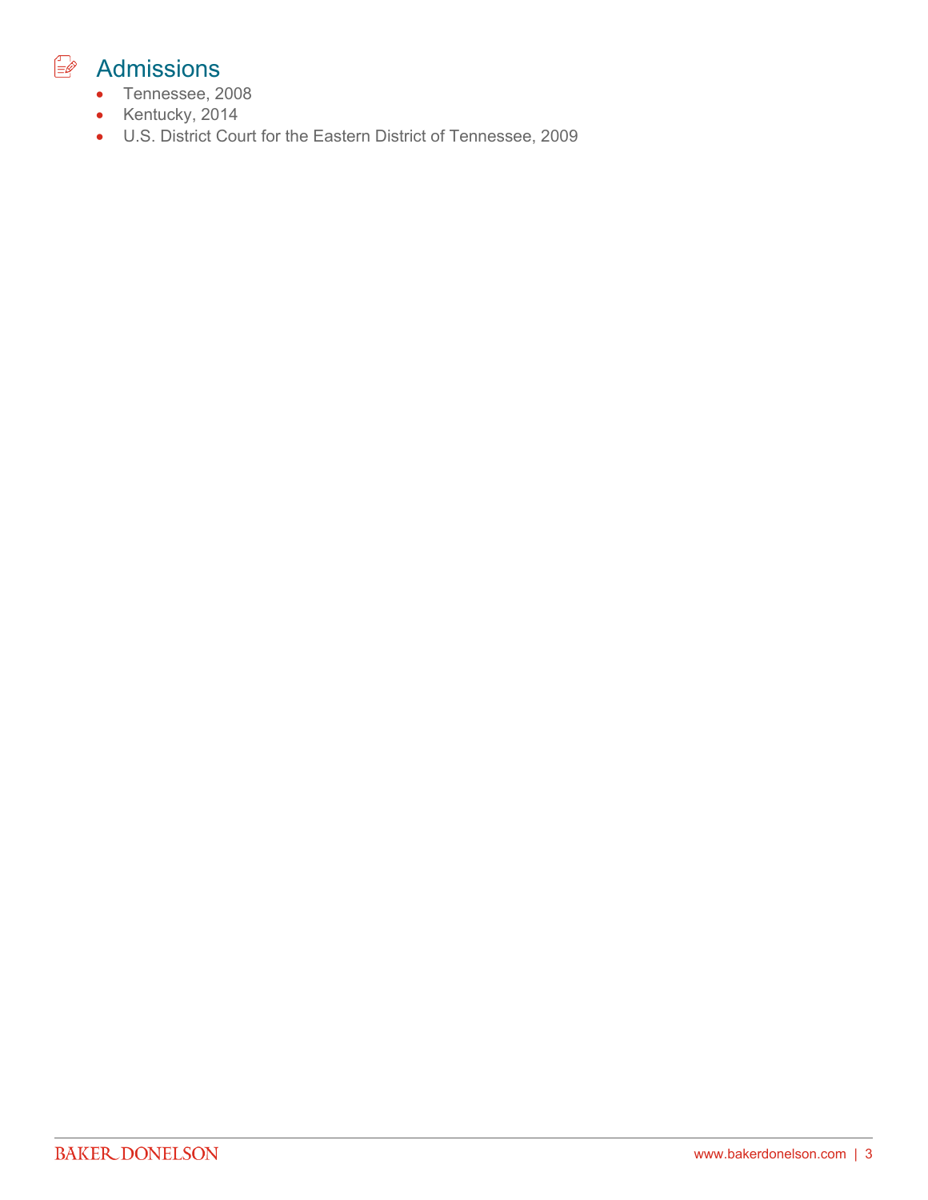## Admissions

- Tennessee, 2008
- Kentucky, 2014
- U.S. District Court for the Eastern District of Tennessee, 2009